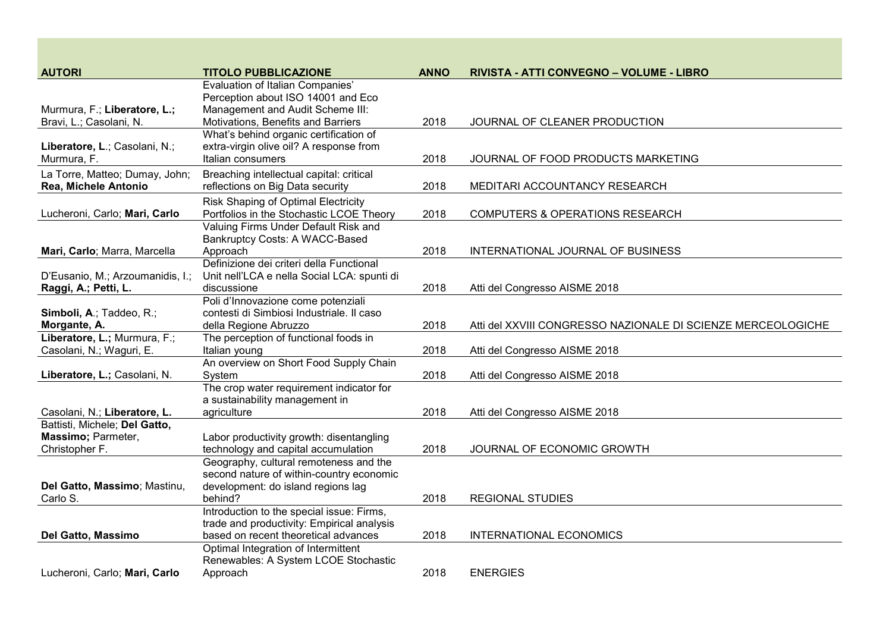| AUTORI | TITOLO PUBBLICAZIONE | ANNO | RIVISTA - ATTI CONVEGNO – VOLUME - LIBRO |
|---|---|---|---|
| Murmura, F.; **Liberatore, L.;** Bravi, L.; Casolani, N. | Evaluation of Italian Companies' Perception about ISO 14001 and Eco Management and Audit Scheme III: Motivations, Benefits and Barriers | 2018 | JOURNAL OF CLEANER PRODUCTION |
| **Liberatore, L**.; Casolani, N.; Murmura, F. | What's behind organic certification of extra-virgin olive oil? A response from Italian consumers | 2018 | JOURNAL OF FOOD PRODUCTS MARKETING |
| La Torre, Matteo; Dumay, John; **Rea, Michele Antonio** | Breaching intellectual capital: critical reflections on Big Data security | 2018 | MEDITARI ACCOUNTANCY RESEARCH |
| Lucheroni, Carlo; **Mari, Carlo** | Risk Shaping of Optimal Electricity Portfolios in the Stochastic LCOE Theory | 2018 | COMPUTERS & OPERATIONS RESEARCH |
| **Mari, Carlo**; Marra, Marcella | Valuing Firms Under Default Risk and Bankruptcy Costs: A WACC-Based Approach | 2018 | INTERNATIONAL JOURNAL OF BUSINESS |
| D'Eusanio, M.; Arzoumanidis, I.; **Raggi, A.; Petti, L.** | Definizione dei criteri della Functional Unit nell'LCA e nella Social LCA: spunti di discussione | 2018 | Atti del Congresso AISME 2018 |
| **Simboli, A**.; Taddeo, R.; **Morgante, A.** | Poli d'Innovazione come potenziali contesti di Simbiosi Industriale. Il caso della Regione Abruzzo | 2018 | Atti del XXVIII CONGRESSO NAZIONALE DI SCIENZE MERCEOLOGICHE |
| **Liberatore, L.;** Murmura, F.; Casolani, N.; Waguri, E. | The perception of functional foods in Italian young | 2018 | Atti del Congresso AISME 2018 |
| **Liberatore, L.;** Casolani, N. | An overview on Short Food Supply Chain System | 2018 | Atti del Congresso AISME 2018 |
| Casolani, N.; **Liberatore, L.** | The crop water requirement indicator for a sustainability management in agriculture | 2018 | Atti del Congresso AISME 2018 |
| Battisti, Michele; **Del Gatto, Massimo;** Parmeter, Christopher F. | Labor productivity growth: disentangling technology and capital accumulation | 2018 | JOURNAL OF ECONOMIC GROWTH |
| **Del Gatto, Massimo**; Mastinu, Carlo S. | Geography, cultural remoteness and the second nature of within-country economic development: do island regions lag behind? | 2018 | REGIONAL STUDIES |
| **Del Gatto, Massimo** | Introduction to the special issue: Firms, trade and productivity: Empirical analysis based on recent theoretical advances | 2018 | INTERNATIONAL ECONOMICS |
| Lucheroni, Carlo; **Mari, Carlo** | Optimal Integration of Intermittent Renewables: A System LCOE Stochastic Approach | 2018 | ENERGIES |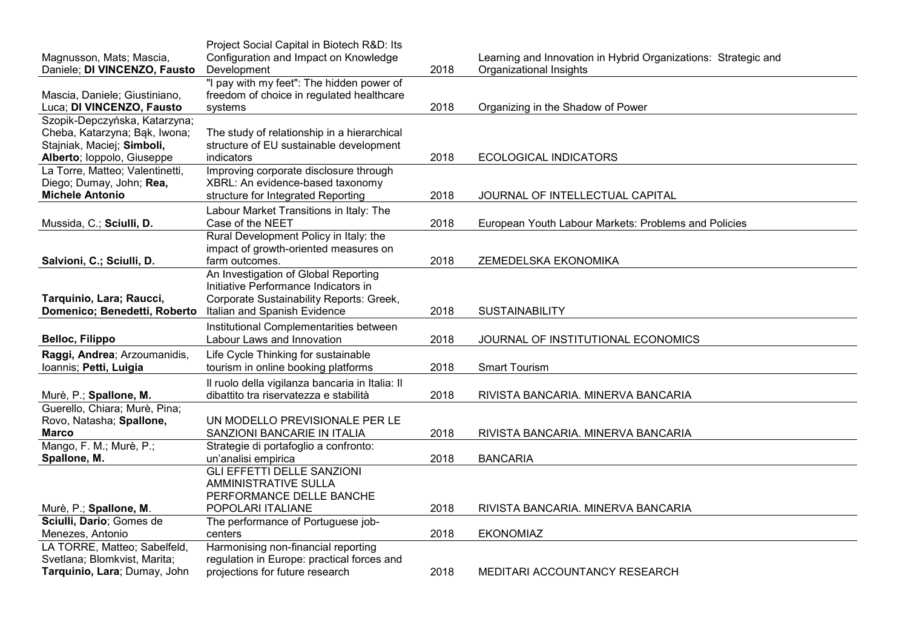| | | | |
|---|---|---|---|
| Magnusson, Mats; Mascia, Daniele; **DI VINCENZO, Fausto** | Project Social Capital in Biotech R&D: Its Configuration and Impact on Knowledge Development | 2018 | Learning and Innovation in Hybrid Organizations: Strategic and Organizational Insights |
| Mascia, Daniele; Giustiniano, Luca; **DI VINCENZO, Fausto** | "I pay with my feet": The hidden power of freedom of choice in regulated healthcare systems | 2018 | Organizing in the Shadow of Power |
| Szopik-Depczyńska, Katarzyna; Cheba, Katarzyna; Bąk, Iwona; Stajniak, Maciej; **Simboli, Alberto**; Ioppolo, Giuseppe | The study of relationship in a hierarchical structure of EU sustainable development indicators | 2018 | ECOLOGICAL INDICATORS |
| La Torre, Matteo; Valentinetti, Diego; Dumay, John; **Rea, Michele Antonio** | Improving corporate disclosure through XBRL: An evidence-based taxonomy structure for Integrated Reporting | 2018 | JOURNAL OF INTELLECTUAL CAPITAL |
| Mussida, C.; **Sciulli, D.** | Labour Market Transitions in Italy: The Case of the NEET | 2018 | European Youth Labour Markets: Problems and Policies |
| **Salvioni, C.; Sciulli, D.** | Rural Development Policy in Italy: the impact of growth-oriented measures on farm outcomes. | 2018 | ZEMEDELSKA EKONOMIKA |
| **Tarquinio, Lara; Raucci, Domenico; Benedetti, Roberto** | An Investigation of Global Reporting Initiative Performance Indicators in Corporate Sustainability Reports: Greek, Italian and Spanish Evidence | 2018 | SUSTAINABILITY |
| **Belloc, Filippo** | Institutional Complementarities between Labour Laws and Innovation | 2018 | JOURNAL OF INSTITUTIONAL ECONOMICS |
| **Raggi, Andrea**; Arzoumanidis, Ioannis; **Petti, Luigia** | Life Cycle Thinking for sustainable tourism in online booking platforms | 2018 | Smart Tourism |
| Murè, P.; **Spallone, M.** | Il ruolo della vigilanza bancaria in Italia: Il dibattito tra riservatezza e stabilità | 2018 | RIVISTA BANCARIA. MINERVA BANCARIA |
| Guerello, Chiara; Murè, Pina; Rovo, Natasha; **Spallone, Marco** | UN MODELLO PREVISIONALE PER LE SANZIONI BANCARIE IN ITALIA | 2018 | RIVISTA BANCARIA. MINERVA BANCARIA |
| Mango, F. M.; Murè, P.; **Spallone, M.** | Strategie di portafoglio a confronto: un'analisi empirica | 2018 | BANCARIA |
| Murè, P.; **Spallone, M**. | GLI EFFETTI DELLE SANZIONI AMMINISTRATIVE SULLA PERFORMANCE DELLE BANCHE POPOLARI ITALIANE | 2018 | RIVISTA BANCARIA. MINERVA BANCARIA |
| **Sciulli, Dario**; Gomes de Menezes, Antonio | The performance of Portuguese job-centers | 2018 | EKONOMIAZ |
| LA TORRE, Matteo; Sabelfeld, Svetlana; Blomkvist, Marita; **Tarquinio, Lara**; Dumay, John | Harmonising non-financial reporting regulation in Europe: practical forces and projections for future research | 2018 | MEDITARI ACCOUNTANCY RESEARCH |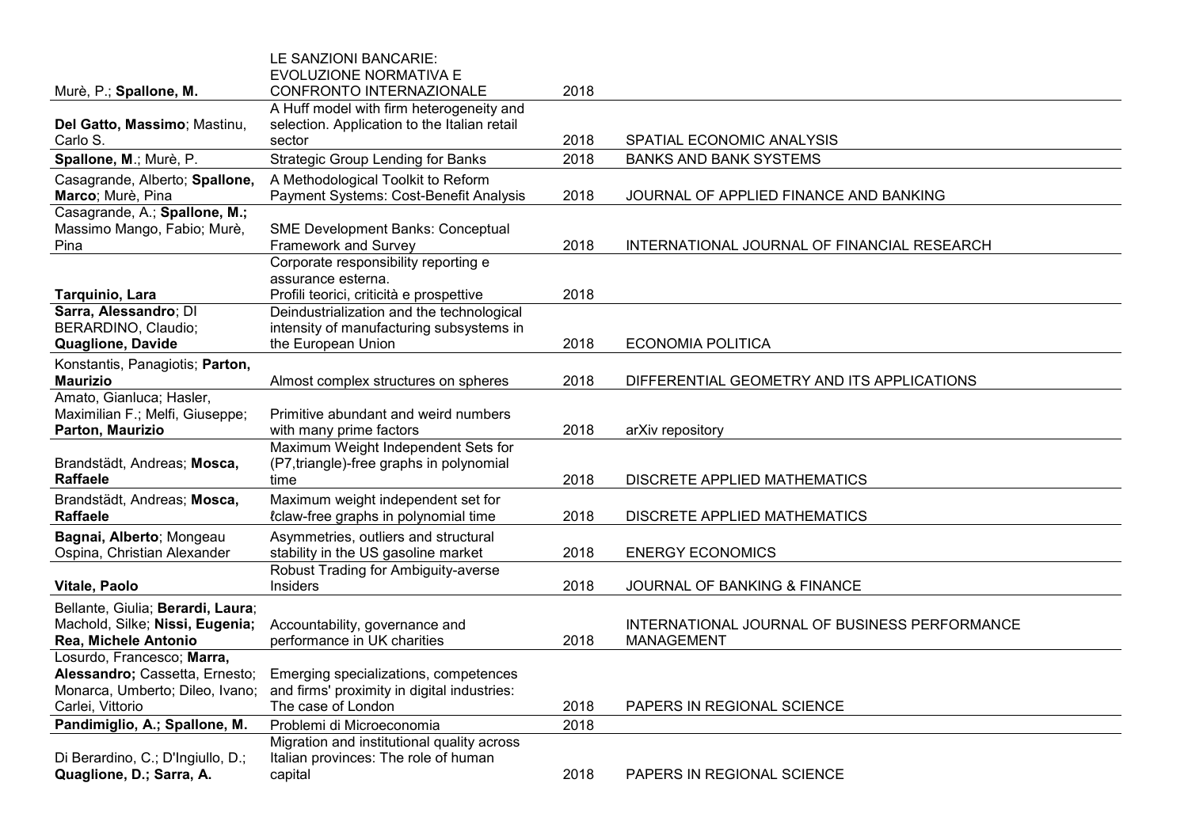| | | | |
|---|---|---|---|
| Murè, P.; **Spallone, M.** | LE SANZIONI BANCARIE: EVOLUZIONE NORMATIVA E CONFRONTO INTERNAZIONALE | 2018 | |
| **Del Gatto, Massimo**; Mastinu, Carlo S. | A Huff model with firm heterogeneity and selection. Application to the Italian retail sector | 2018 | SPATIAL ECONOMIC ANALYSIS |
| **Spallone, M**.; Murè, P. | Strategic Group Lending for Banks | 2018 | BANKS AND BANK SYSTEMS |
| Casagrande, Alberto; **Spallone, Marco**; Murè, Pina | A Methodological Toolkit to Reform Payment Systems: Cost-Benefit Analysis | 2018 | JOURNAL OF APPLIED FINANCE AND BANKING |
| Casagrande, A.; **Spallone, M.;** Massimo Mango, Fabio; Murè, Pina | SME Development Banks: Conceptual Framework and Survey | 2018 | INTERNATIONAL JOURNAL OF FINANCIAL RESEARCH |
| **Tarquinio, Lara** | Corporate responsibility reporting e assurance esterna. Profili teorici, criticità e prospettive | 2018 | |
| **Sarra, Alessandro**; DI BERARDINO, Claudio; **Quaglione, Davide** | Deindustrialization and the technological intensity of manufacturing subsystems in the European Union | 2018 | ECONOMIA POLITICA |
| Konstantis, Panagiotis; **Parton, Maurizio** | Almost complex structures on spheres | 2018 | DIFFERENTIAL GEOMETRY AND ITS APPLICATIONS |
| Amato, Gianluca; Hasler, Maximilian F.; Melfi, Giuseppe; **Parton, Maurizio** | Primitive abundant and weird numbers with many prime factors | 2018 | arXiv repository |
| Brandstädt, Andreas; **Mosca, Raffaele** | Maximum Weight Independent Sets for (P7,triangle)-free graphs in polynomial time | 2018 | DISCRETE APPLIED MATHEMATICS |
| Brandstädt, Andreas; **Mosca, Raffaele** | Maximum weight independent set for ℓclaw-free graphs in polynomial time | 2018 | DISCRETE APPLIED MATHEMATICS |
| **Bagnai, Alberto**; Mongeau Ospina, Christian Alexander | Asymmetries, outliers and structural stability in the US gasoline market | 2018 | ENERGY ECONOMICS |
| **Vitale, Paolo** | Robust Trading for Ambiguity-averse Insiders | 2018 | JOURNAL OF BANKING & FINANCE |
| Bellante, Giulia; **Berardi, Laura**; Machold, Silke; **Nissi, Eugenia; Rea, Michele Antonio** | Accountability, governance and performance in UK charities | 2018 | INTERNATIONAL JOURNAL OF BUSINESS PERFORMANCE MANAGEMENT |
| Losurdo, Francesco; **Marra, Alessandro;** Cassetta, Ernesto; Monarca, Umberto; Dileo, Ivano; Carlei, Vittorio | Emerging specializations, competences and firms' proximity in digital industries: The case of London | 2018 | PAPERS IN REGIONAL SCIENCE |
| **Pandimiglio, A.; Spallone, M.** | Problemi di Microeconomia | 2018 | |
| Di Berardino, C.; D'Ingiullo, D.; **Quaglione, D.; Sarra, A.** | Migration and institutional quality across Italian provinces: The role of human capital | 2018 | PAPERS IN REGIONAL SCIENCE |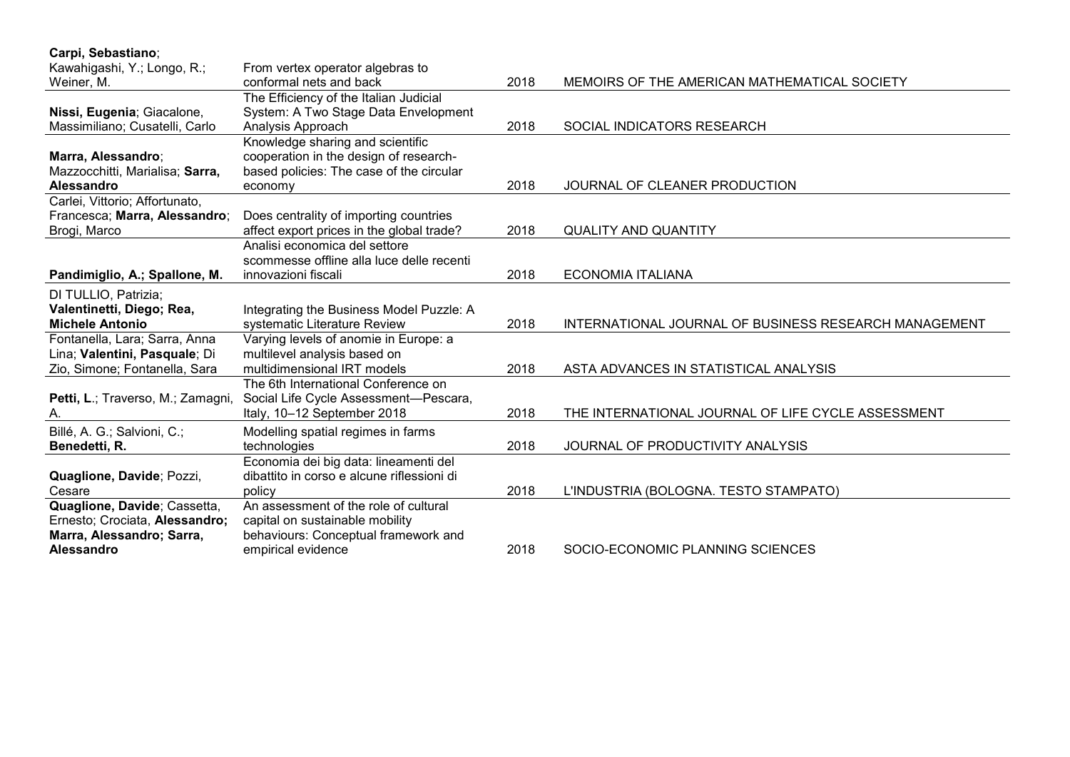| | | | |
|---|---|---|---|
| **Carpi, Sebastiano**; Kawahigashi, Y.; Longo, R.; Weiner, M. | From vertex operator algebras to conformal nets and back | 2018 | MEMOIRS OF THE AMERICAN MATHEMATICAL SOCIETY |
| **Nissi, Eugenia**; Giacalone, Massimiliano; Cusatelli, Carlo | The Efficiency of the Italian Judicial System: A Two Stage Data Envelopment Analysis Approach | 2018 | SOCIAL INDICATORS RESEARCH |
| **Marra, Alessandro**; Mazzocchitti, Marialisa; **Sarra, Alessandro** | Knowledge sharing and scientific cooperation in the design of research-based policies: The case of the circular economy | 2018 | JOURNAL OF CLEANER PRODUCTION |
| Carlei, Vittorio; Affortunato, Francesca; **Marra, Alessandro**; Brogi, Marco | Does centrality of importing countries affect export prices in the global trade? | 2018 | QUALITY AND QUANTITY |
| **Pandimiglio, A.; Spallone, M.** | Analisi economica del settore scommesse offline alla luce delle recenti innovazioni fiscali | 2018 | ECONOMIA ITALIANA |
| DI TULLIO, Patrizia; **Valentinetti, Diego; Rea, Michele Antonio** | Integrating the Business Model Puzzle: A systematic Literature Review | 2018 | INTERNATIONAL JOURNAL OF BUSINESS RESEARCH MANAGEMENT |
| Fontanella, Lara; Sarra, Anna Lina; **Valentini, Pasquale**; Di Zio, Simone; Fontanella, Sara | Varying levels of anomie in Europe: a multilevel analysis based on multidimensional IRT models | 2018 | ASTA ADVANCES IN STATISTICAL ANALYSIS |
| **Petti, L.**; Traverso, M.; Zamagni, A. | The 6th International Conference on Social Life Cycle Assessment—Pescara, Italy, 10–12 September 2018 | 2018 | THE INTERNATIONAL JOURNAL OF LIFE CYCLE ASSESSMENT |
| Billé, A. G.; Salvioni, C.; **Benedetti, R.** | Modelling spatial regimes in farms technologies | 2018 | JOURNAL OF PRODUCTIVITY ANALYSIS |
| **Quaglione, Davide**; Pozzi, Cesare | Economia dei big data: lineamenti del dibattito in corso e alcune riflessioni di policy | 2018 | L'INDUSTRIA (BOLOGNA. TESTO STAMPATO) |
| **Quaglione, Davide**; Cassetta, Ernesto; Crociata, **Alessandro; Marra, Alessandro; Sarra, Alessandro** | An assessment of the role of cultural capital on sustainable mobility behaviours: Conceptual framework and empirical evidence | 2018 | SOCIO-ECONOMIC PLANNING SCIENCES |